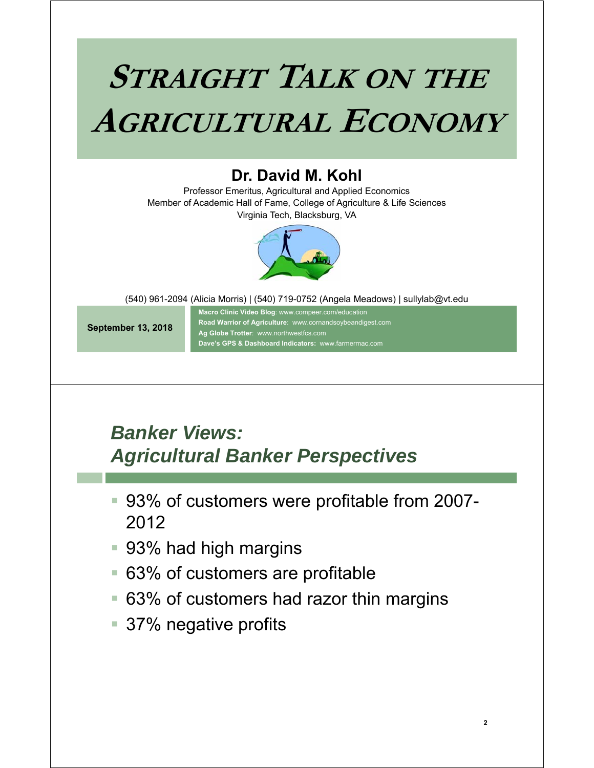# Straight Talk on the Agricultural Economy

## Dr. David M. Kohl

Professor Emeritus, Agricultural and Applied Economics
Member of Academic Hall of Fame, College of Agriculture & Life Sciences
Virginia Tech, Blacksburg, VA

(540) 961-2094 (Alicia Morris) | (540) 719-0752 (Angela Meadows) | sullylab@vt.edu

**September 13, 2018**

**Macro Clinic Video Blog**: www.compeer.com/education
**Road Warrior of Agriculture**: www.cornandsoybeandigest.com
**Ag Globe Trotter**: www.northwestfcs.com
**Dave's GPS & Dashboard Indicators:** www.farmermac.com

---

## *Banker Views: Agricultural Banker Perspectives*

- 93% of customers were profitable from 2007-2012
- 93% had high margins
- 63% of customers are profitable
- 63% of customers had razor thin margins
- 37% negative profits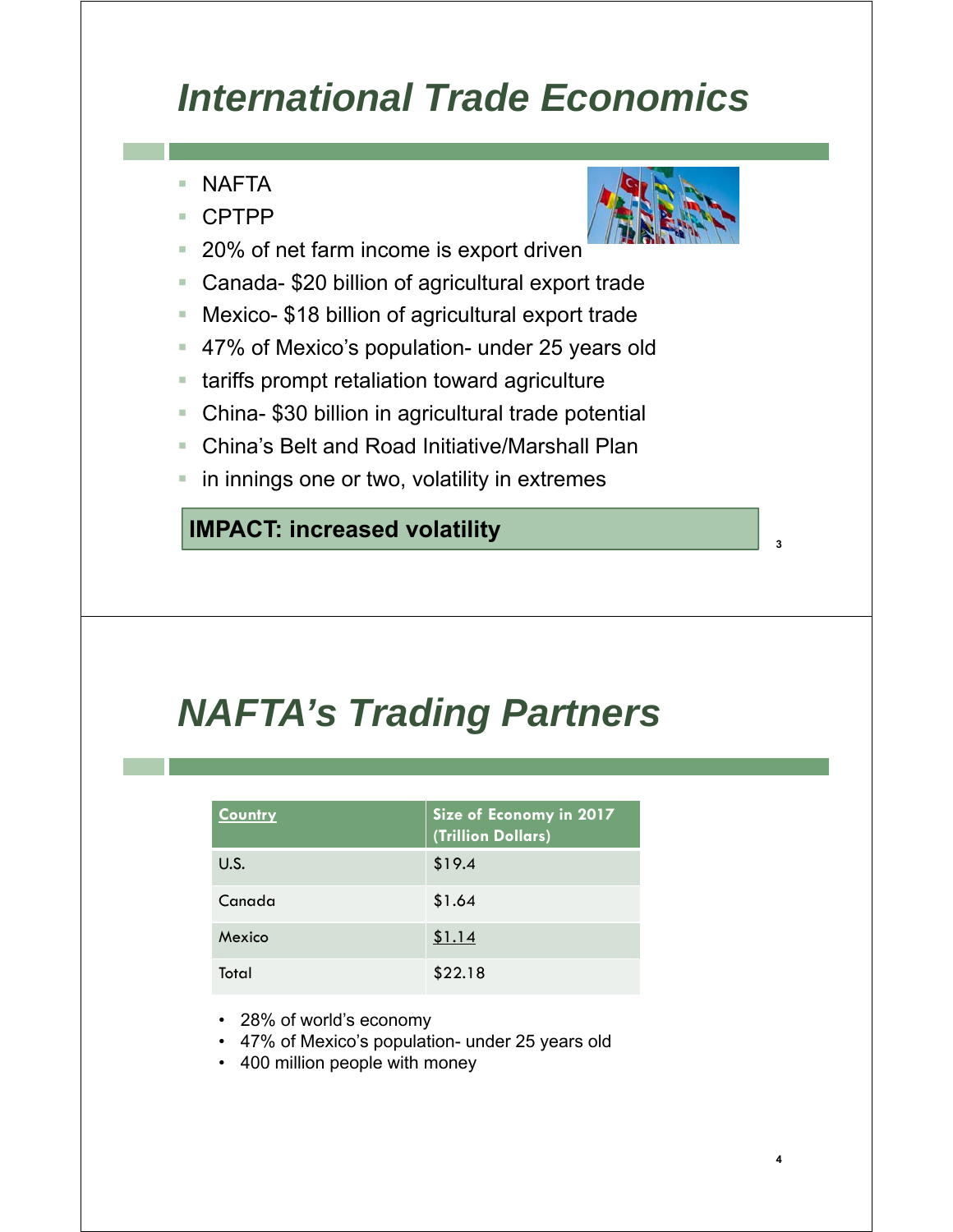# International Trade Economics

- NAFTA
- CPTPP
- 20% of net farm income is export driven
- Canada- $20 billion of agricultural export trade
- Mexico- $18 billion of agricultural export trade
- 47% of Mexico's population- under 25 years old
- tariffs prompt retaliation toward agriculture
- China- $30 billion in agricultural trade potential
- China's Belt and Road Initiative/Marshall Plan
- in innings one or two, volatility in extremes

**IMPACT: increased volatility**

# NAFTA's Trading Partners

| Country | Size of Economy in 2017 (Trillion Dollars) |
|---|---|
| U.S. | $19.4 |
| Canada | $1.64 |
| Mexico | $1.14 |
| Total | $22.18 |

- 28% of world's economy
- 47% of Mexico's population- under 25 years old
- 400 million people with money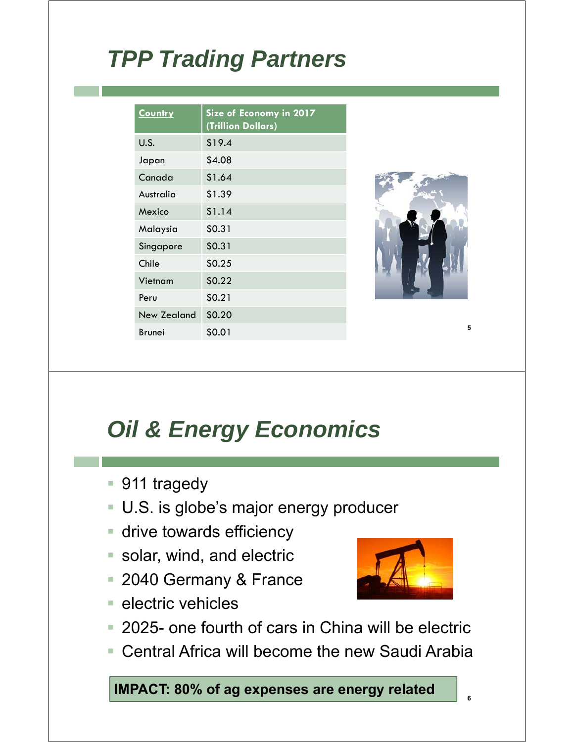# TPP Trading Partners

| Country | Size of Economy in 2017 (Trillion Dollars) |
|---|---|
| U.S. | $19.4 |
| Japan | $4.08 |
| Canada | $1.64 |
| Australia | $1.39 |
| Mexico | $1.14 |
| Malaysia | $0.31 |
| Singapore | $0.31 |
| Chile | $0.25 |
| Vietnam | $0.22 |
| Peru | $0.21 |
| New Zealand | $0.20 |
| Brunei | $0.01 |

# Oil & Energy Economics

- 911 tragedy
- U.S. is globe's major energy producer
- drive towards efficiency
- solar, wind, and electric
- 2040 Germany & France
- electric vehicles
- 2025- one fourth of cars in China will be electric
- Central Africa will become the new Saudi Arabia

**IMPACT: 80% of ag expenses are energy related**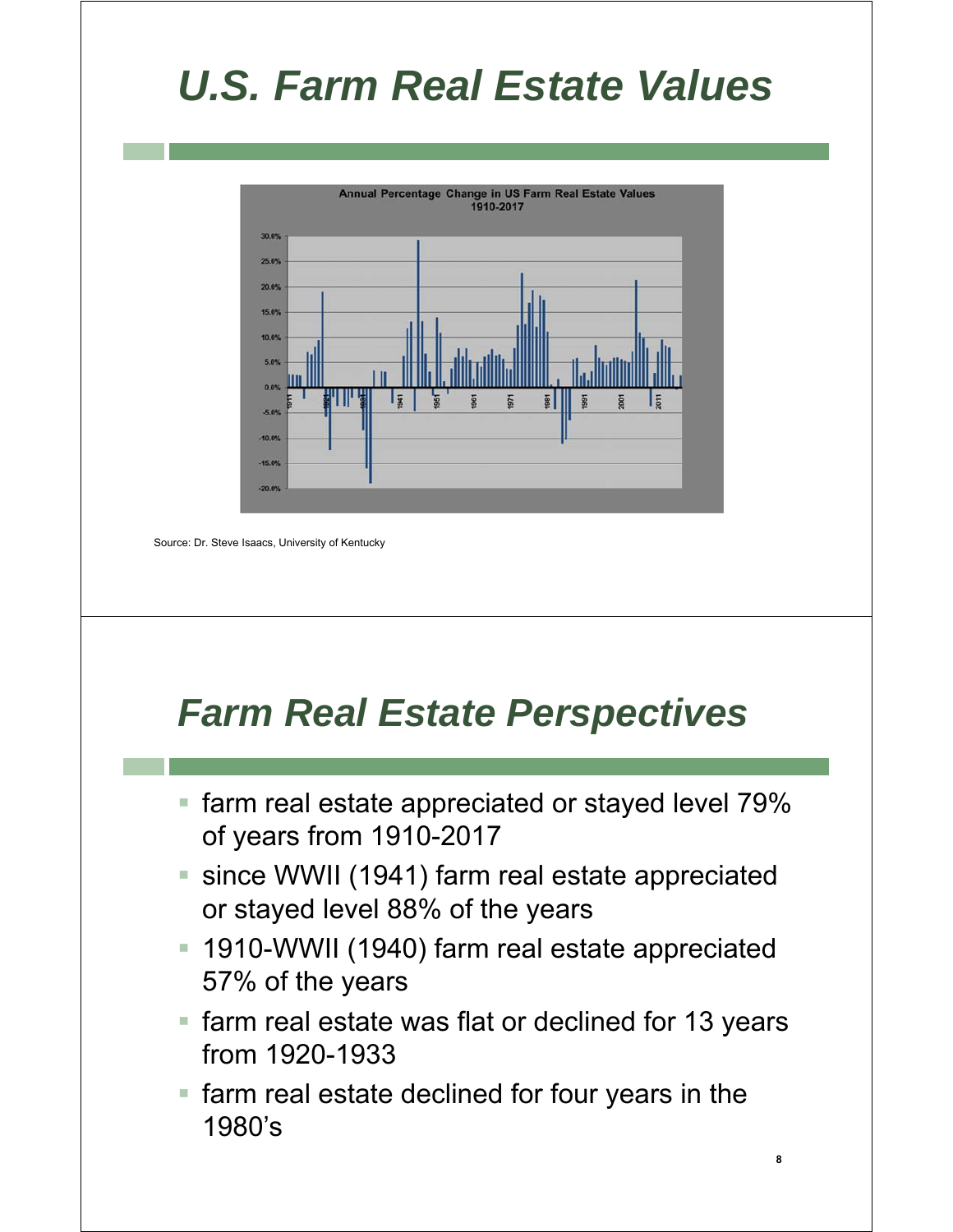# U.S. Farm Real Estate Values

Source: Dr. Steve Isaacs, University of Kentucky

# Farm Real Estate Perspectives

- farm real estate appreciated or stayed level 79% of years from 1910-2017
- since WWII (1941) farm real estate appreciated or stayed level 88% of the years
- 1910-WWII (1940) farm real estate appreciated 57% of the years
- farm real estate was flat or declined for 13 years from 1920-1933
- farm real estate declined for four years in the 1980's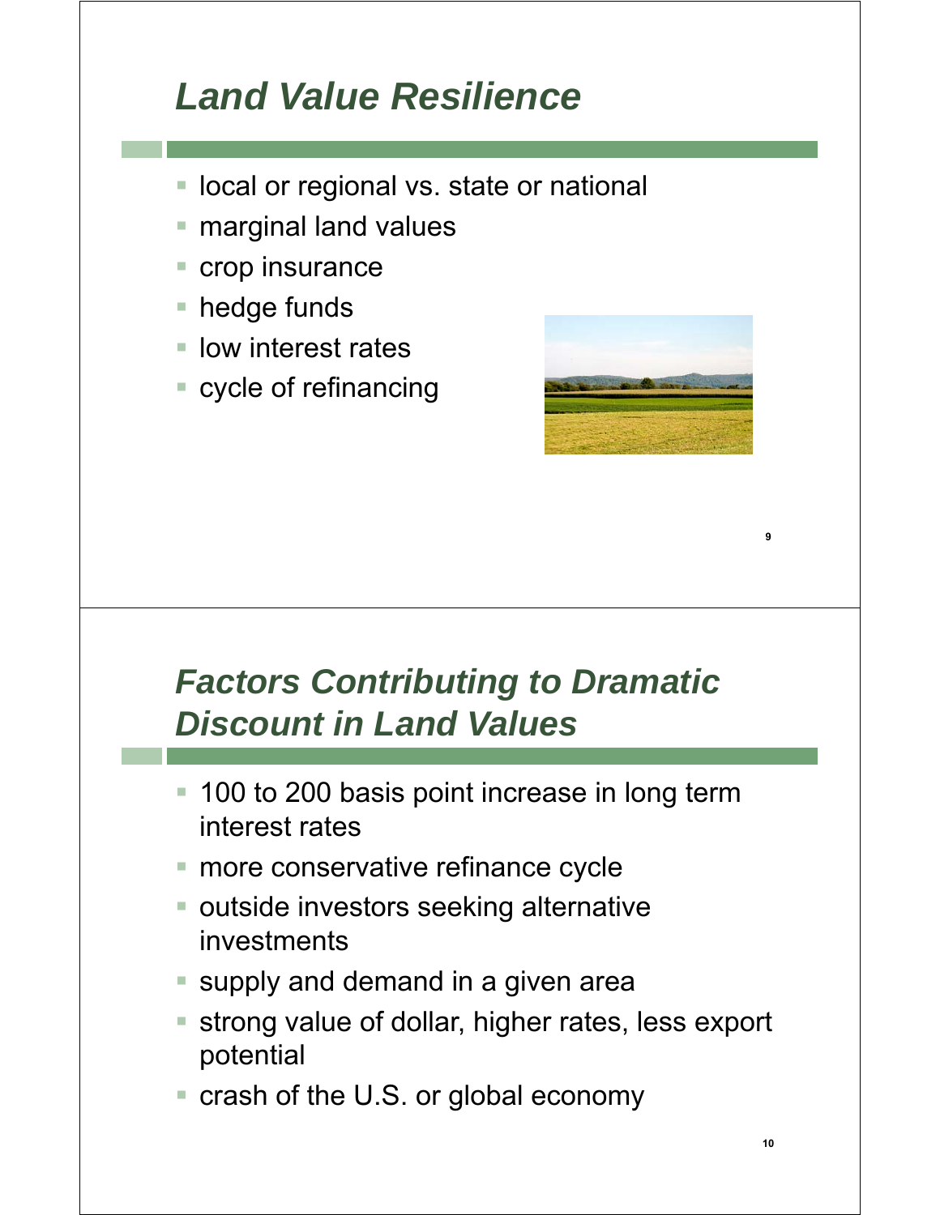## *Land Value Resilience*

- local or regional vs. state or national
- marginal land values
- crop insurance
- hedge funds
- low interest rates
- cycle of refinancing

## *Factors Contributing to Dramatic Discount in Land Values*

- 100 to 200 basis point increase in long term interest rates
- more conservative refinance cycle
- outside investors seeking alternative investments
- supply and demand in a given area
- strong value of dollar, higher rates, less export potential
- crash of the U.S. or global economy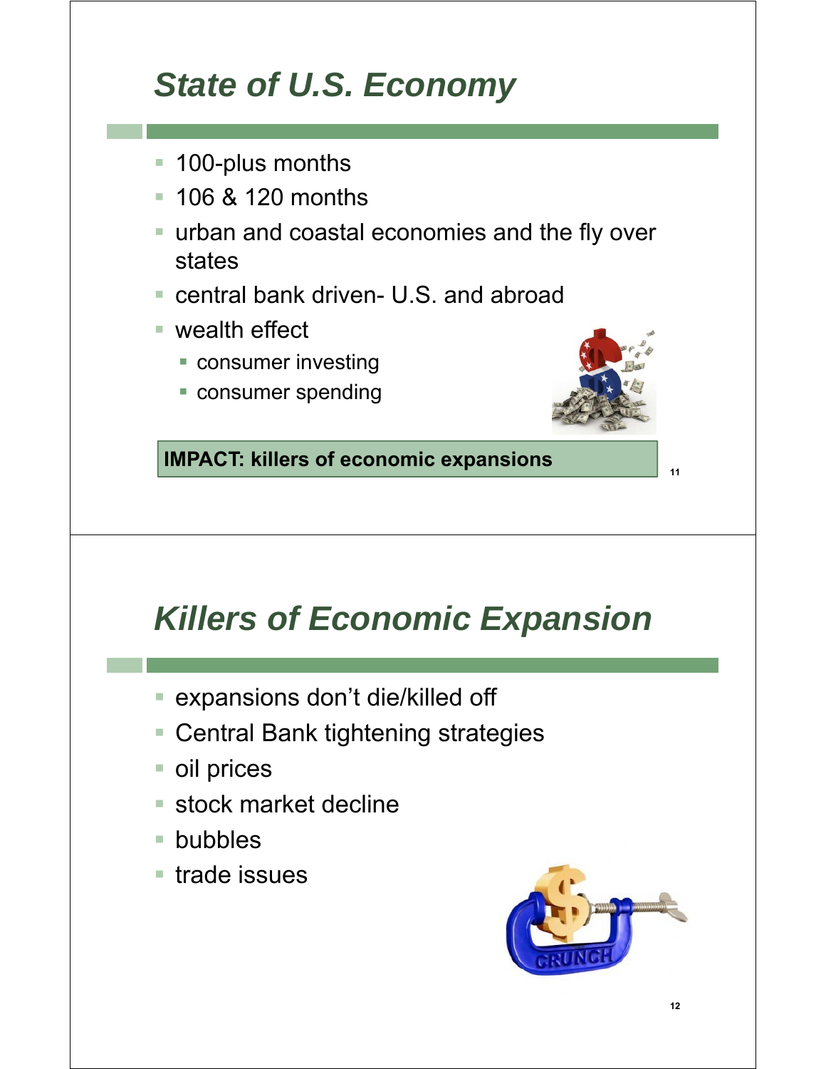## *State of U.S. Economy*

- 100-plus months
- 106 & 120 months
- urban and coastal economies and the fly over states
- central bank driven- U.S. and abroad
- wealth effect
  - consumer investing
  - consumer spending

**IMPACT: killers of economic expansions**

## *Killers of Economic Expansion*

- expansions don't die/killed off
- Central Bank tightening strategies
- oil prices
- stock market decline
- bubbles
- trade issues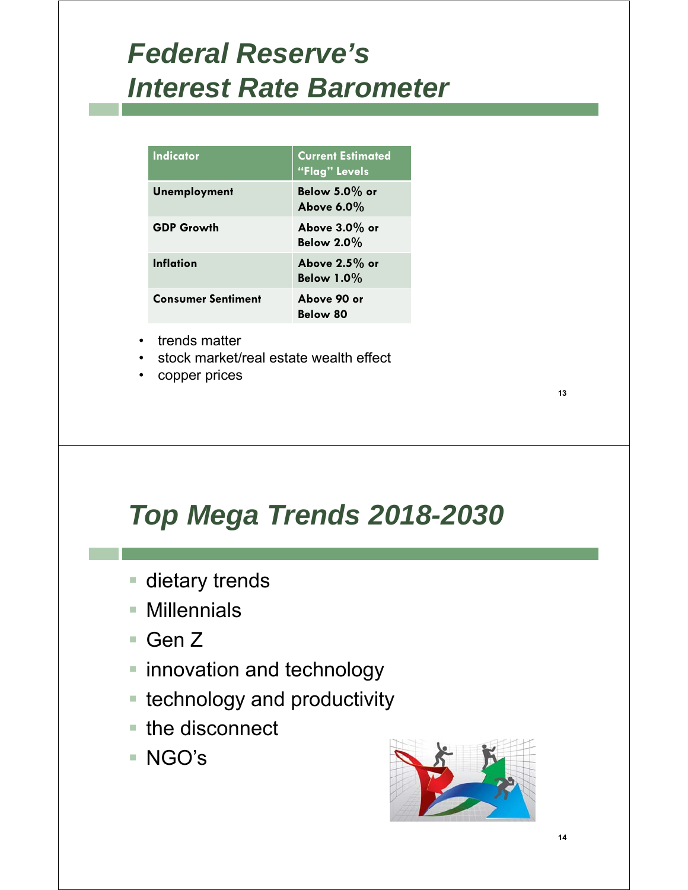# *Federal Reserve's Interest Rate Barometer*

| Indicator | Current Estimated "Flag" Levels |
|---|---|
| Unemployment | Below 5.0% or Above 6.0% |
| GDP Growth | Above 3.0% or Below 2.0% |
| Inflation | Above 2.5% or Below 1.0% |
| Consumer Sentiment | Above 90 or Below 80 |

- trends matter
- stock market/real estate wealth effect
- copper prices

# *Top Mega Trends 2018-2030*

- dietary trends
- Millennials
- Gen Z
- innovation and technology
- technology and productivity
- the disconnect
- NGO's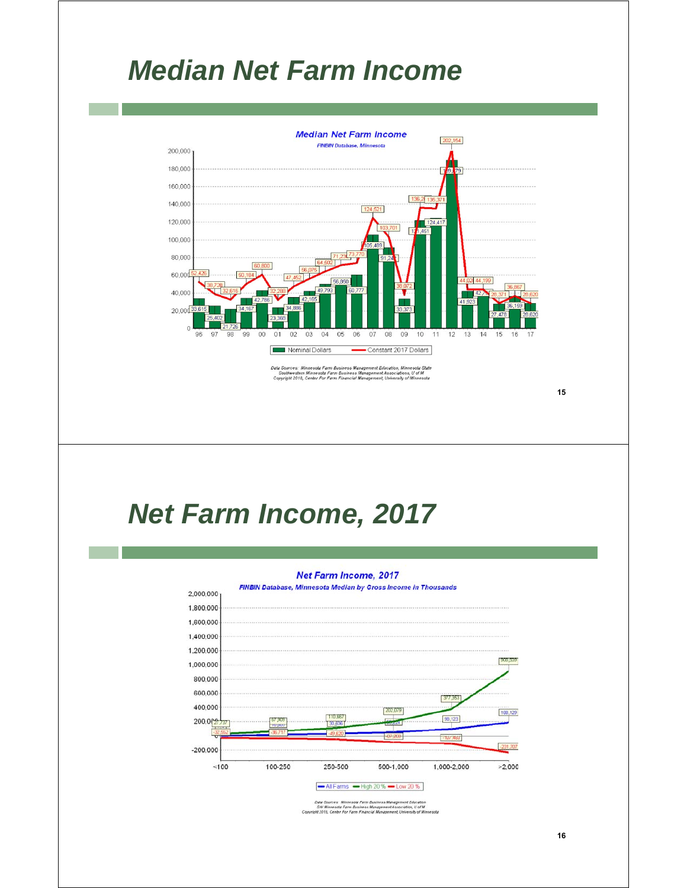# Median Net Farm Income

**Median Net Farm Income**
FINBIN Database, Minnesota

| Year | Nominal Dollars | Constant 2017 Dollars |
|---|---|---|
| 96 | 33,615 | 52,426 |
| 97 | 25,402 | 38,728 |
| 98 | 21,726 | 32,616 |
| 99 | 34,167 | 50,184 |
| 00 | 42,786 | 60,800 |
| 01 | 23,368 | 32,283 |
| 02 | 34,886 | 47,452 |
| 03 | 42,165 | 56,075 |
| 04 | 49,793 | 64,502 |
| 05 | 56,860 | 71,23 |
| 06 | 60,777 | 73,770 |
| 07 | 105,488 | 124,521 |
| 08 | 91,24 | 103,701 |
| 09 | 33,373 | 38,072 |
| 10 | 121,451 | 136,2 |
| 11 | 124,417 | 135,371 |
| 12 | 189,79 | 202,154 |
| 13 | 41,923 | 44,02 |
| 14 | 42,7 | 44,199 |
| 15 | 27,478 | 28,371 |
| 16 | 36,159 | 36,867 |
| 17 | 28,620 | 28,620 |

Data Sources: Minnesota Farm Business Management Education, Minnesota State
Southwestern Minnesota Farm Business Management Associations, U of M
Copyright 2018, Center For Farm Financial Management, University of Minnesota

# Net Farm Income, 2017

**Net Farm Income, 2017**
FINBIN Database, Minnesota Median by Gross Income in Thousands

| Gross Income | All Farms | High 20 % | Low 20 % |
|---|---|---|---|
| <100 | | 27,737 | -32,552 |
| 100-250 | | 57,309 | -36,717 |
| 250-500 | 30,606 | 110,867 | -49,620 |
| 500-1,000 | | 202,079 | -67,203 |
| 1,000-2,000 | 90,123 | 377,353 | -107,463 |
| >2,000 | 188,129 | 908,509 | -231,707 |

Data Sources: Minnesota Farm Business Management Education
SW Minnesota Farm Business Management Association, U of M
Copyright 2018, Center For Farm Financial Management, University of Minnesota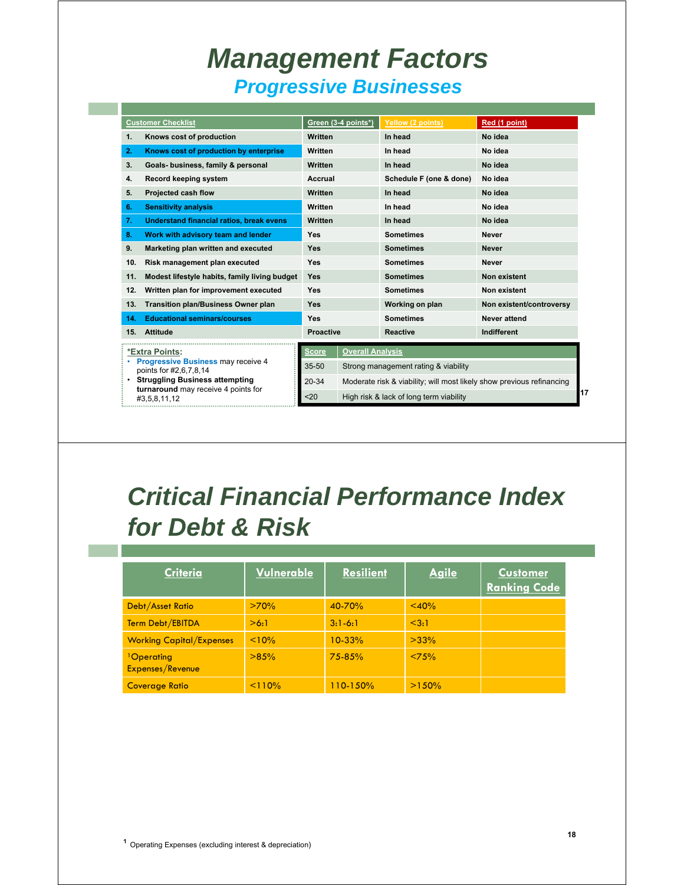# Management Factors

## Progressive Businesses

| Customer Checklist | Green (3-4 points*) | Yellow (2 points) | Red (1 point) |
|---|---|---|---|
| 1. Knows cost of production | Written | In head | No idea |
| 2. Knows cost of production by enterprise | Written | In head | No idea |
| 3. Goals- business, family & personal | Written | In head | No idea |
| 4. Record keeping system | Accrual | Schedule F (one & done) | No idea |
| 5. Projected cash flow | Written | In head | No idea |
| 6. Sensitivity analysis | Written | In head | No idea |
| 7. Understand financial ratios, break evens | Written | In head | No idea |
| 8. Work with advisory team and lender | Yes | Sometimes | Never |
| 9. Marketing plan written and executed | Yes | Sometimes | Never |
| 10. Risk management plan executed | Yes | Sometimes | Never |
| 11. Modest lifestyle habits, family living budget | Yes | Sometimes | Non existent |
| 12. Written plan for improvement executed | Yes | Sometimes | Non existent |
| 13. Transition plan/Business Owner plan | Yes | Working on plan | Non existent/controversy |
| 14. Educational seminars/courses | Yes | Sometimes | Never attend |
| 15. Attitude | Proactive | Reactive | Indifferent |

**\*Extra Points:**

- **Progressive Business** may receive 4 points for #2,6,7,8,14
- **Struggling Business attempting turnaround** may receive 4 points for #3,5,8,11,12

| Score | Overall Analysis |
|---|---|
| 35-50 | Strong management rating & viability |
| 20-34 | Moderate risk & viability; will most likely show previous refinancing |
| <20 | High risk & lack of long term viability |

# Critical Financial Performance Index for Debt & Risk

| Criteria | Vulnerable | Resilient | Agile | Customer Ranking Code |
|---|---|---|---|---|
| Debt/Asset Ratio | >70% | 40-70% | <40% | |
| Term Debt/EBITDA | >6:1 | 3:1-6:1 | <3:1 | |
| Working Capital/Expenses | <10% | 10-33% | >33% | |
| [1]Operating Expenses/Revenue | >85% | 75-85% | <75% | |
| Coverage Ratio | <110% | 110-150% | >150% | |

[1] Operating Expenses (excluding interest & depreciation)